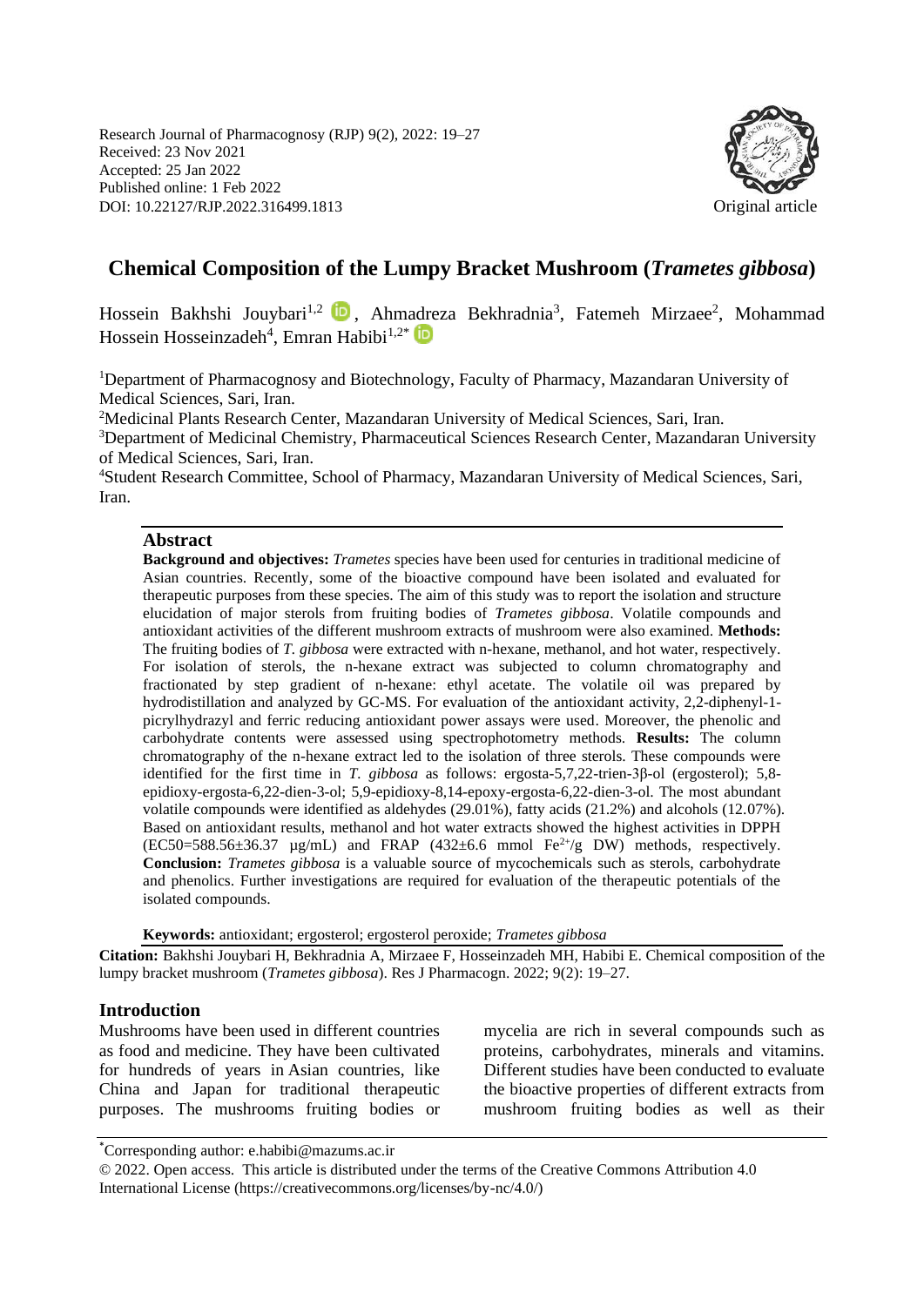Research Journal of Pharmacognosy (RJP) 9(2), 2022: 19–27
Received: 23 Nov 2021
Accepted: 25 Jan 2022
Published online: 1 Feb 2022
DOI: 10.22127/RJP.2022.316499.1813

Original article

# Chemical Composition of the Lumpy Bracket Mushroom (*Trametes gibbosa*)

Hossein Bakhshi Jouybari[1,2], Ahmadreza Bekhradnia[3], Fatemeh Mirzaee[2], Mohammad Hossein Hosseinzadeh[4], Emran Habibi[1,2*]

[1]Department of Pharmacognosy and Biotechnology, Faculty of Pharmacy, Mazandaran University of Medical Sciences, Sari, Iran.

[2]Medicinal Plants Research Center, Mazandaran University of Medical Sciences, Sari, Iran.

[3]Department of Medicinal Chemistry, Pharmaceutical Sciences Research Center, Mazandaran University of Medical Sciences, Sari, Iran.

[4]Student Research Committee, School of Pharmacy, Mazandaran University of Medical Sciences, Sari, Iran.

## Abstract

**Background and objectives:** *Trametes* species have been used for centuries in traditional medicine of Asian countries. Recently, some of the bioactive compound have been isolated and evaluated for therapeutic purposes from these species. The aim of this study was to report the isolation and structure elucidation of major sterols from fruiting bodies of *Trametes gibbosa*. Volatile compounds and antioxidant activities of the different mushroom extracts of mushroom were also examined. **Methods:** The fruiting bodies of *T. gibbosa* were extracted with n-hexane, methanol, and hot water, respectively. For isolation of sterols, the n-hexane extract was subjected to column chromatography and fractionated by step gradient of n-hexane: ethyl acetate. The volatile oil was prepared by hydrodistillation and analyzed by GC-MS. For evaluation of the antioxidant activity, 2,2-diphenyl-1-picrylhydrazyl and ferric reducing antioxidant power assays were used. Moreover, the phenolic and carbohydrate contents were assessed using spectrophotometry methods. **Results:** The column chromatography of the n-hexane extract led to the isolation of three sterols. These compounds were identified for the first time in *T. gibbosa* as follows: ergosta-5,7,22-trien-3β-ol (ergosterol); 5,8-epidioxy-ergosta-6,22-dien-3-ol; 5,9-epidioxy-8,14-epoxy-ergosta-6,22-dien-3-ol. The most abundant volatile compounds were identified as aldehydes (29.01%), fatty acids (21.2%) and alcohols (12.07%). Based on antioxidant results, methanol and hot water extracts showed the highest activities in DPPH ($EC50=588.56\pm36.37$ µg/mL) and FRAP ($432\pm6.6$ mmol $Fe^{2+}$/g DW) methods, respectively. **Conclusion:** *Trametes gibbosa* is a valuable source of mycochemicals such as sterols, carbohydrate and phenolics. Further investigations are required for evaluation of the therapeutic potentials of the isolated compounds.

**Keywords:** antioxidant; ergosterol; ergosterol peroxide; *Trametes gibbosa*

**Citation:** Bakhshi Jouybari H, Bekhradnia A, Mirzaee F, Hosseinzadeh MH, Habibi E. Chemical composition of the lumpy bracket mushroom (*Trametes gibbosa*). Res J Pharmacogn. 2022; 9(2): 19–27.

## Introduction

Mushrooms have been used in different countries as food and medicine. They have been cultivated for hundreds of years in Asian countries, like China and Japan for traditional therapeutic purposes. The mushrooms fruiting bodies or mycelia are rich in several compounds such as proteins, carbohydrates, minerals and vitamins. Different studies have been conducted to evaluate the bioactive properties of different extracts from mushroom fruiting bodies as well as their

*Corresponding author: e.habibi@mazums.ac.ir

© 2022. Open access. This article is distributed under the terms of the Creative Commons Attribution 4.0 International License (https://creativecommons.org/licenses/by-nc/4.0/)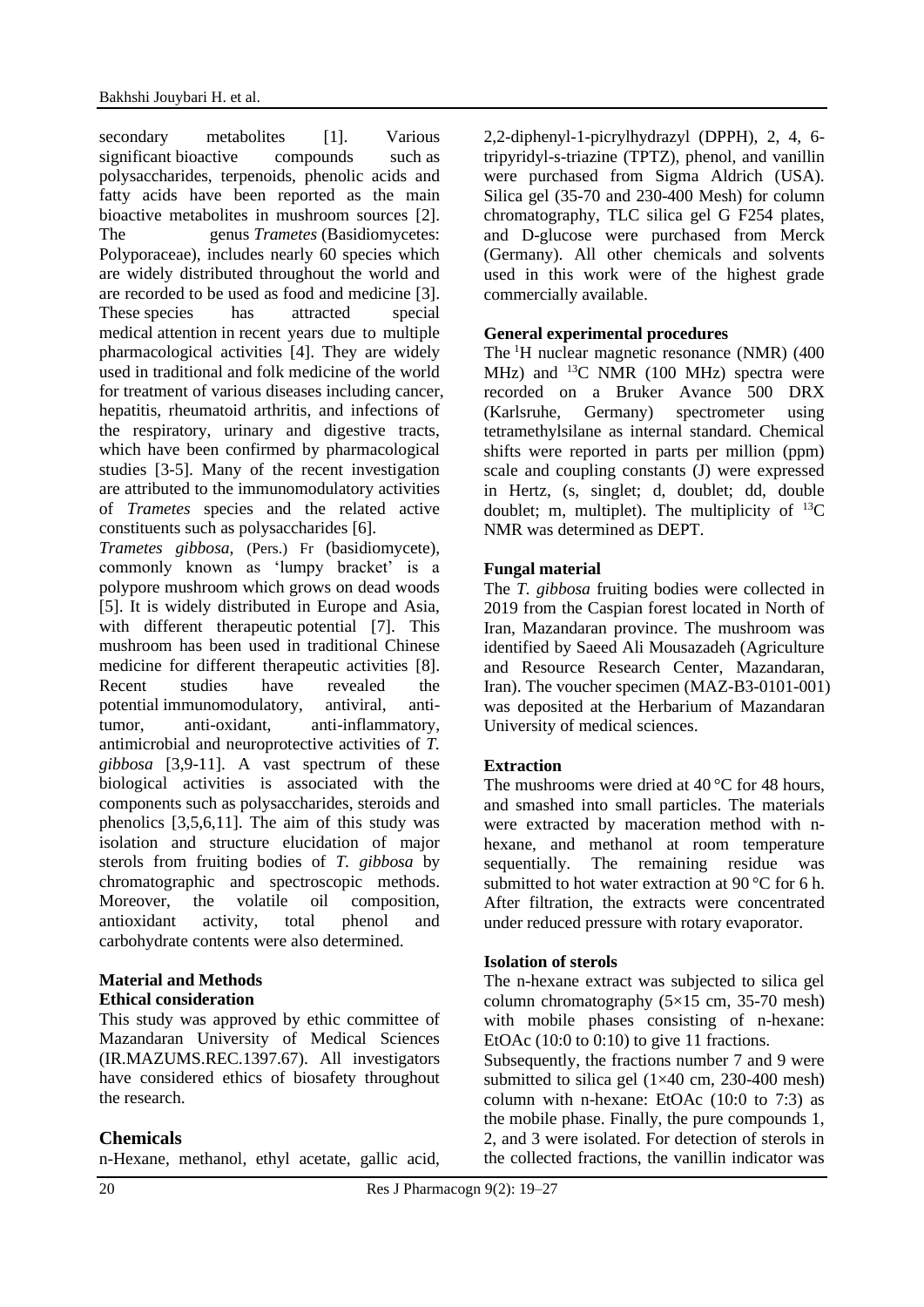secondary metabolites [1]. Various significant bioactive compounds such as polysaccharides, terpenoids, phenolic acids and fatty acids have been reported as the main bioactive metabolites in mushroom sources [2]. The genus *Trametes* (Basidiomycetes: Polyporaceae), includes nearly 60 species which are widely distributed throughout the world and are recorded to be used as food and medicine [3]. These species has attracted special medical attention in recent years due to multiple pharmacological activities [4]. They are widely used in traditional and folk medicine of the world for treatment of various diseases including cancer, hepatitis, rheumatoid arthritis, and infections of the respiratory, urinary and digestive tracts, which have been confirmed by pharmacological studies [3-5]. Many of the recent investigation are attributed to the immunomodulatory activities of *Trametes* species and the related active constituents such as polysaccharides [6].

*Trametes gibbosa*, (Pers.) Fr (basidiomycete), commonly known as 'lumpy bracket' is a polypore mushroom which grows on dead woods [5]. It is widely distributed in Europe and Asia, with different therapeutic potential [7]. This mushroom has been used in traditional Chinese medicine for different therapeutic activities [8]. Recent studies have revealed the potential immunomodulatory, antiviral, anti-tumor, anti-oxidant, anti-inflammatory, antimicrobial and neuroprotective activities of *T. gibbosa* [3,9-11]. A vast spectrum of these biological activities is associated with the components such as polysaccharides, steroids and phenolics [3,5,6,11]. The aim of this study was isolation and structure elucidation of major sterols from fruiting bodies of *T. gibbosa* by chromatographic and spectroscopic methods. Moreover, the volatile oil composition, antioxidant activity, total phenol and carbohydrate contents were also determined.

## Material and Methods

### Ethical consideration

This study was approved by ethic committee of Mazandaran University of Medical Sciences (IR.MAZUMS.REC.1397.67). All investigators have considered ethics of biosafety throughout the research.

### Chemicals

n-Hexane, methanol, ethyl acetate, gallic acid, 2,2-diphenyl-1-picrylhydrazyl (DPPH), 2, 4, 6-tripyridyl-s-triazine (TPTZ), phenol, and vanillin were purchased from Sigma Aldrich (USA). Silica gel (35-70 and 230-400 Mesh) for column chromatography, TLC silica gel G F254 plates, and D-glucose were purchased from Merck (Germany). All other chemicals and solvents used in this work were of the highest grade commercially available.

### General experimental procedures

The $^{1}H$ nuclear magnetic resonance (NMR) (400 MHz) and $^{13}C$ NMR (100 MHz) spectra were recorded on a Bruker Avance 500 DRX (Karlsruhe, Germany) spectrometer using tetramethylsilane as internal standard. Chemical shifts were reported in parts per million (ppm) scale and coupling constants (J) were expressed in Hertz, (s, singlet; d, doublet; dd, double doublet; m, multiplet). The multiplicity of $^{13}C$ NMR was determined as DEPT.

### Fungal material

The *T. gibbosa* fruiting bodies were collected in 2019 from the Caspian forest located in North of Iran, Mazandaran province. The mushroom was identified by Saeed Ali Mousazadeh (Agriculture and Resource Research Center, Mazandaran, Iran). The voucher specimen (MAZ-B3-0101-001) was deposited at the Herbarium of Mazandaran University of medical sciences.

### Extraction

The mushrooms were dried at 40 °C for 48 hours, and smashed into small particles. The materials were extracted by maceration method with n-hexane, and methanol at room temperature sequentially. The remaining residue was submitted to hot water extraction at 90 °C for 6 h. After filtration, the extracts were concentrated under reduced pressure with rotary evaporator.

### Isolation of sterols

The n-hexane extract was subjected to silica gel column chromatography (5×15 cm, 35-70 mesh) with mobile phases consisting of n-hexane: EtOAc (10:0 to 0:10) to give 11 fractions.

Subsequently, the fractions number 7 and 9 were submitted to silica gel (1×40 cm, 230-400 mesh) column with n-hexane: EtOAc (10:0 to 7:3) as the mobile phase. Finally, the pure compounds 1, 2, and 3 were isolated. For detection of sterols in the collected fractions, the vanillin indicator was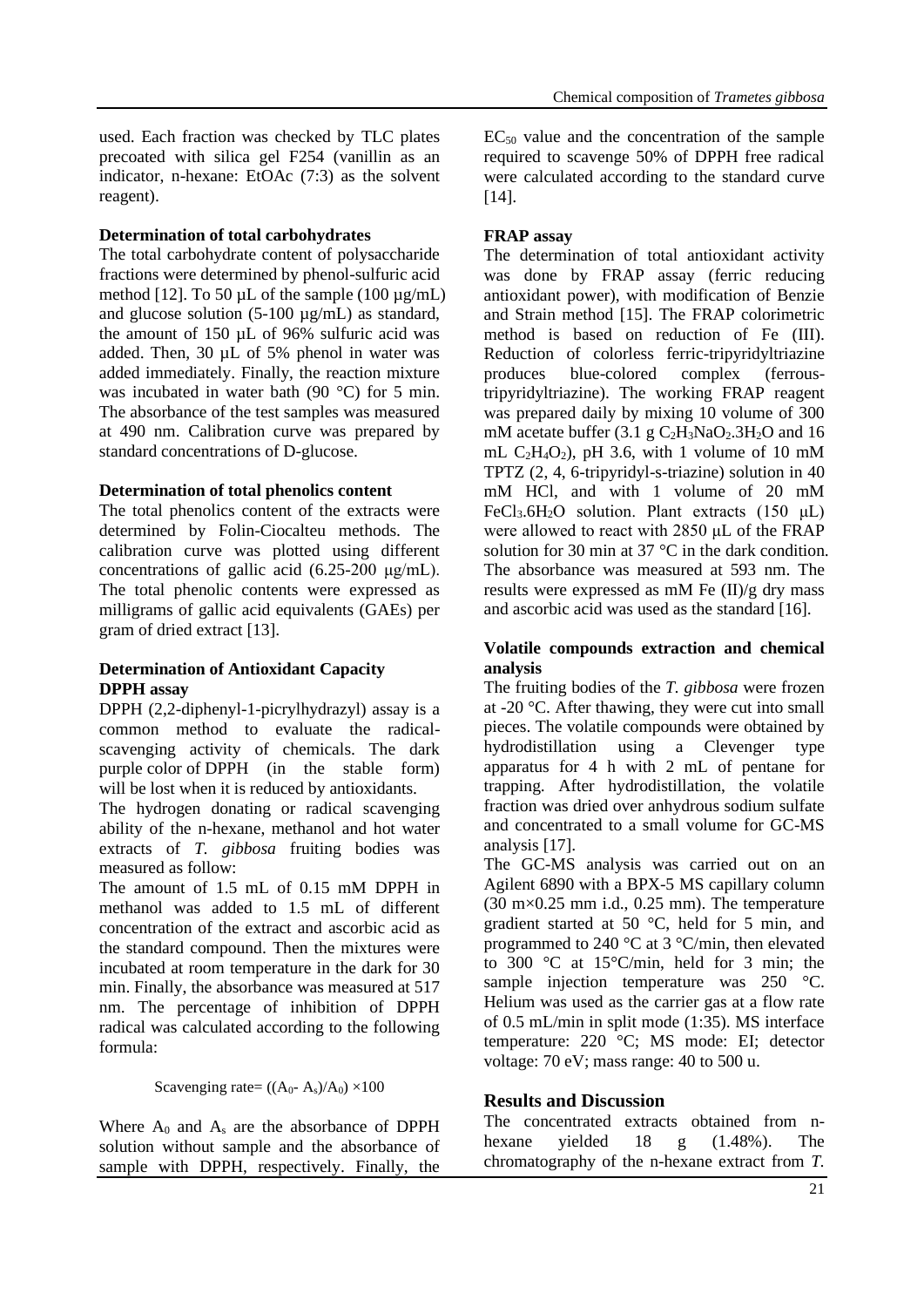used. Each fraction was checked by TLC plates precoated with silica gel F254 (vanillin as an indicator, n-hexane: EtOAc (7:3) as the solvent reagent).

**Determination of total carbohydrates**

The total carbohydrate content of polysaccharide fractions were determined by phenol-sulfuric acid method [12]. To 50 µL of the sample (100 µg/mL) and glucose solution (5-100 µg/mL) as standard, the amount of 150 µL of 96% sulfuric acid was added. Then, 30 µL of 5% phenol in water was added immediately. Finally, the reaction mixture was incubated in water bath (90 °C) for 5 min. The absorbance of the test samples was measured at 490 nm. Calibration curve was prepared by standard concentrations of D-glucose.

**Determination of total phenolics content**

The total phenolics content of the extracts were determined by Folin-Ciocalteu methods. The calibration curve was plotted using different concentrations of gallic acid (6.25-200 μg/mL). The total phenolic contents were expressed as milligrams of gallic acid equivalents (GAEs) per gram of dried extract [13].

**Determination of Antioxidant Capacity**

**DPPH assay**

DPPH (2,2-diphenyl-1-picrylhydrazyl) assay is a common method to evaluate the radical-scavenging activity of chemicals. The dark purple color of DPPH (in the stable form) will be lost when it is reduced by antioxidants.

The hydrogen donating or radical scavenging ability of the n-hexane, methanol and hot water extracts of *T. gibbosa* fruiting bodies was measured as follow:

The amount of 1.5 mL of 0.15 mM DPPH in methanol was added to 1.5 mL of different concentration of the extract and ascorbic acid as the standard compound. Then the mixtures were incubated at room temperature in the dark for 30 min. Finally, the absorbance was measured at 517 nm. The percentage of inhibition of DPPH radical was calculated according to the following formula:

$$\text{Scavenging rate} = ((A_0 - A_s)/A_0) \times 100$$

Where $A_0$ and $A_s$ are the absorbance of DPPH solution without sample and the absorbance of sample with DPPH, respectively. Finally, the $EC_{50}$ value and the concentration of the sample required to scavenge 50% of DPPH free radical were calculated according to the standard curve [14].

**FRAP assay**

The determination of total antioxidant activity was done by FRAP assay (ferric reducing antioxidant power), with modification of Benzie and Strain method [15]. The FRAP colorimetric method is based on reduction of Fe (III). Reduction of colorless ferric-tripyridyltriazine produces blue-colored complex (ferrous-tripyridyltriazine). The working FRAP reagent was prepared daily by mixing 10 volume of 300 mM acetate buffer (3.1 g $C_2H_3NaO_2.3H_2O$ and 16 mL $C_2H_4O_2$), pH 3.6, with 1 volume of 10 mM TPTZ (2, 4, 6-tripyridyl-s-triazine) solution in 40 mM HCl, and with 1 volume of 20 mM $FeCl_3.6H_2O$ solution. Plant extracts (150 μL) were allowed to react with 2850 μL of the FRAP solution for 30 min at 37 °C in the dark condition. The absorbance was measured at 593 nm. The results were expressed as mM Fe (II)/g dry mass and ascorbic acid was used as the standard [16].

**Volatile compounds extraction and chemical analysis**

The fruiting bodies of the *T. gibbosa* were frozen at -20 °C. After thawing, they were cut into small pieces. The volatile compounds were obtained by hydrodistillation using a Clevenger type apparatus for 4 h with 2 mL of pentane for trapping. After hydrodistillation, the volatile fraction was dried over anhydrous sodium sulfate and concentrated to a small volume for GC-MS analysis [17].

The GC-MS analysis was carried out on an Agilent 6890 with a BPX-5 MS capillary column (30 m×0.25 mm i.d., 0.25 mm). The temperature gradient started at 50 °C, held for 5 min, and programmed to 240 °C at 3 °C/min, then elevated to 300 °C at 15°C/min, held for 3 min; the sample injection temperature was 250 °C. Helium was used as the carrier gas at a flow rate of 0.5 mL/min in split mode (1:35). MS interface temperature: 220 °C; MS mode: EI; detector voltage: 70 eV; mass range: 40 to 500 u.

## Results and Discussion

The concentrated extracts obtained from n-hexane yielded 18 g (1.48%). The chromatography of the n-hexane extract from *T.*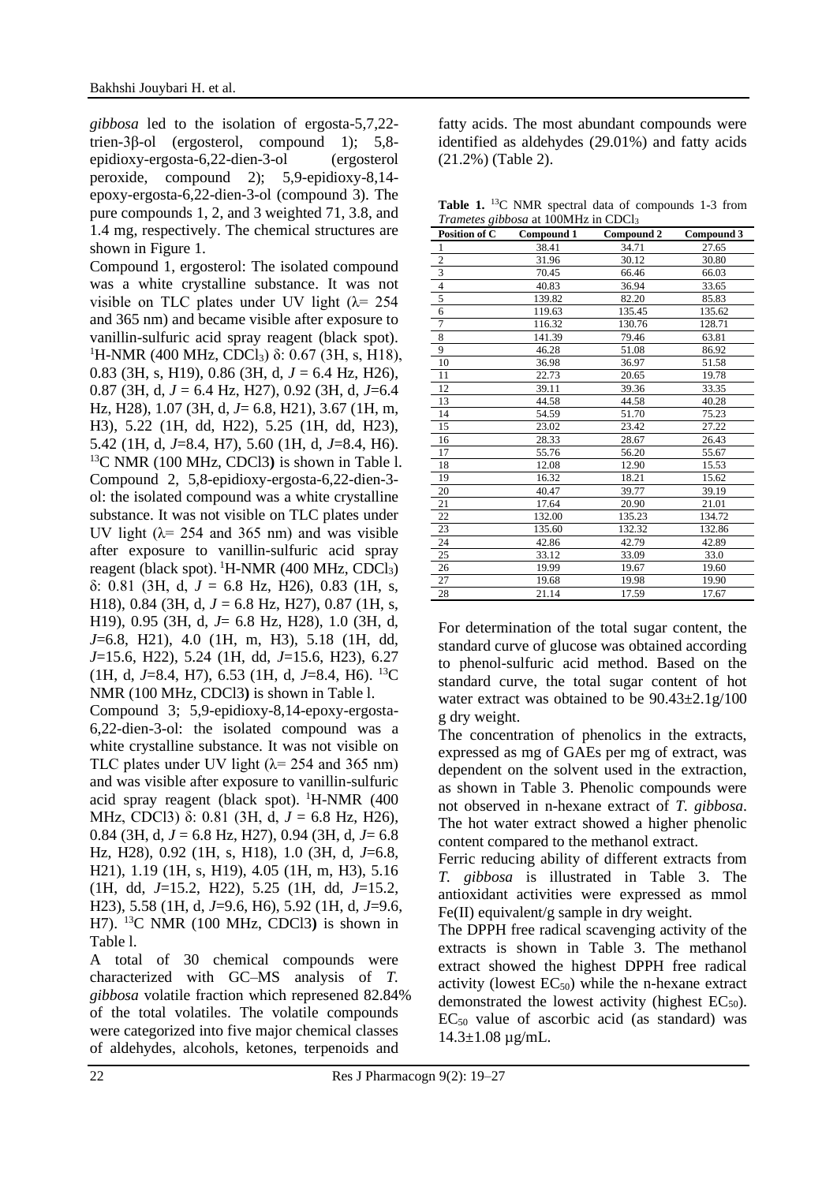*gibbosa* led to the isolation of ergosta-5,7,22-trien-3β-ol (ergosterol, compound 1); 5,8-epidioxy-ergosta-6,22-dien-3-ol (ergosterol peroxide, compound 2); 5,9-epidioxy-8,14-epoxy-ergosta-6,22-dien-3-ol (compound 3). The pure compounds 1, 2, and 3 weighted 71, 3.8, and 1.4 mg, respectively. The chemical structures are shown in Figure 1.

Compound 1, ergosterol: The isolated compound was a white crystalline substance. It was not visible on TLC plates under UV light (λ= 254 and 365 nm) and became visible after exposure to vanillin-sulfuric acid spray reagent (black spot). $^1$H-NMR (400 MHz, $CDCl_3$) δ: 0.67 (3H, s, H18), 0.83 (3H, s, H19), 0.86 (3H, d, *J* = 6.4 Hz, H26), 0.87 (3H, d, *J* = 6.4 Hz, H27), 0.92 (3H, d, *J*=6.4 Hz, H28), 1.07 (3H, d, *J*= 6.8, H21), 3.67 (1H, m, H3), 5.22 (1H, dd, H22), 5.25 (1H, dd, H23), 5.42 (1H, d, *J*=8.4, H7), 5.60 (1H, d, *J*=8.4, H6). $^{13}$C NMR (100 MHz, CDCl3**)** is shown in Table l.

Compound 2, 5,8-epidioxy-ergosta-6,22-dien-3-ol: the isolated compound was a white crystalline substance. It was not visible on TLC plates under UV light (λ= 254 and 365 nm) and was visible after exposure to vanillin-sulfuric acid spray reagent (black spot). $^1$H-NMR (400 MHz, $CDCl_3$) δ: 0.81 (3H, d, *J* = 6.8 Hz, H26), 0.83 (1H, s, H18), 0.84 (3H, d, *J* = 6.8 Hz, H27), 0.87 (1H, s, H19), 0.95 (3H, d, *J*= 6.8 Hz, H28), 1.0 (3H, d, *J*=6.8, H21), 4.0 (1H, m, H3), 5.18 (1H, dd, *J*=15.6, H22), 5.24 (1H, dd, *J*=15.6, H23), 6.27 (1H, d, *J*=8.4, H7), 6.53 (1H, d, *J*=8.4, H6). $^{13}$C NMR (100 MHz, CDCl3**)** is shown in Table l.

Compound 3; 5,9-epidioxy-8,14-epoxy-ergosta-6,22-dien-3-ol: the isolated compound was a white crystalline substance. It was not visible on TLC plates under UV light (λ= 254 and 365 nm) and was visible after exposure to vanillin-sulfuric acid spray reagent (black spot). $^1$H-NMR (400 MHz, CDCl3) δ: 0.81 (3H, d, *J* = 6.8 Hz, H26), 0.84 (3H, d, *J* = 6.8 Hz, H27), 0.94 (3H, d, *J*= 6.8 Hz, H28), 0.92 (1H, s, H18), 1.0 (3H, d, *J*=6.8, H21), 1.19 (1H, s, H19), 4.05 (1H, m, H3), 5.16 (1H, dd, *J*=15.2, H22), 5.25 (1H, dd, *J*=15.2, H23), 5.58 (1H, d, *J*=9.6, H6), 5.92 (1H, d, *J*=9.6, H7). $^{13}$C NMR (100 MHz, CDCl3**)** is shown in Table l.

A total of 30 chemical compounds were characterized with GC–MS analysis of *T. gibbosa* volatile fraction which represened 82.84% of the total volatiles. The volatile compounds were categorized into five major chemical classes of aldehydes, alcohols, ketones, terpenoids and fatty acids. The most abundant compounds were identified as aldehydes (29.01%) and fatty acids (21.2%) (Table 2).

**Table 1.** $^{13}$C NMR spectral data of compounds 1-3 from *Trametes gibbosa* at 100MHz in $CDCl_3$

| Position of C | Compound 1 | Compound 2 | Compound 3 |
|---|---|---|---|
| 1 | 38.41 | 34.71 | 27.65 |
| 2 | 31.96 | 30.12 | 30.80 |
| 3 | 70.45 | 66.46 | 66.03 |
| 4 | 40.83 | 36.94 | 33.65 |
| 5 | 139.82 | 82.20 | 85.83 |
| 6 | 119.63 | 135.45 | 135.62 |
| 7 | 116.32 | 130.76 | 128.71 |
| 8 | 141.39 | 79.46 | 63.81 |
| 9 | 46.28 | 51.08 | 86.92 |
| 10 | 36.98 | 36.97 | 51.58 |
| 11 | 22.73 | 20.65 | 19.78 |
| 12 | 39.11 | 39.36 | 33.35 |
| 13 | 44.58 | 44.58 | 40.28 |
| 14 | 54.59 | 51.70 | 75.23 |
| 15 | 23.02 | 23.42 | 27.22 |
| 16 | 28.33 | 28.67 | 26.43 |
| 17 | 55.76 | 56.20 | 55.67 |
| 18 | 12.08 | 12.90 | 15.53 |
| 19 | 16.32 | 18.21 | 15.62 |
| 20 | 40.47 | 39.77 | 39.19 |
| 21 | 17.64 | 20.90 | 21.01 |
| 22 | 132.00 | 135.23 | 134.72 |
| 23 | 135.60 | 132.32 | 132.86 |
| 24 | 42.86 | 42.79 | 42.89 |
| 25 | 33.12 | 33.09 | 33.0 |
| 26 | 19.99 | 19.67 | 19.60 |
| 27 | 19.68 | 19.98 | 19.90 |
| 28 | 21.14 | 17.59 | 17.67 |

For determination of the total sugar content, the standard curve of glucose was obtained according to phenol-sulfuric acid method. Based on the standard curve, the total sugar content of hot water extract was obtained to be 90.43±2.1g/100 g dry weight.

The concentration of phenolics in the extracts, expressed as mg of GAEs per mg of extract, was dependent on the solvent used in the extraction, as shown in Table 3. Phenolic compounds were not observed in n-hexane extract of *T. gibbosa*. The hot water extract showed a higher phenolic content compared to the methanol extract.

Ferric reducing ability of different extracts from *T. gibbosa* is illustrated in Table 3. The antioxidant activities were expressed as mmol Fe(II) equivalent/g sample in dry weight.

The DPPH free radical scavenging activity of the extracts is shown in Table 3. The methanol extract showed the highest DPPH free radical activity (lowest $EC_{50}$) while the n-hexane extract demonstrated the lowest activity (highest $EC_{50}$). $EC_{50}$ value of ascorbic acid (as standard) was 14.3±1.08 µg/mL.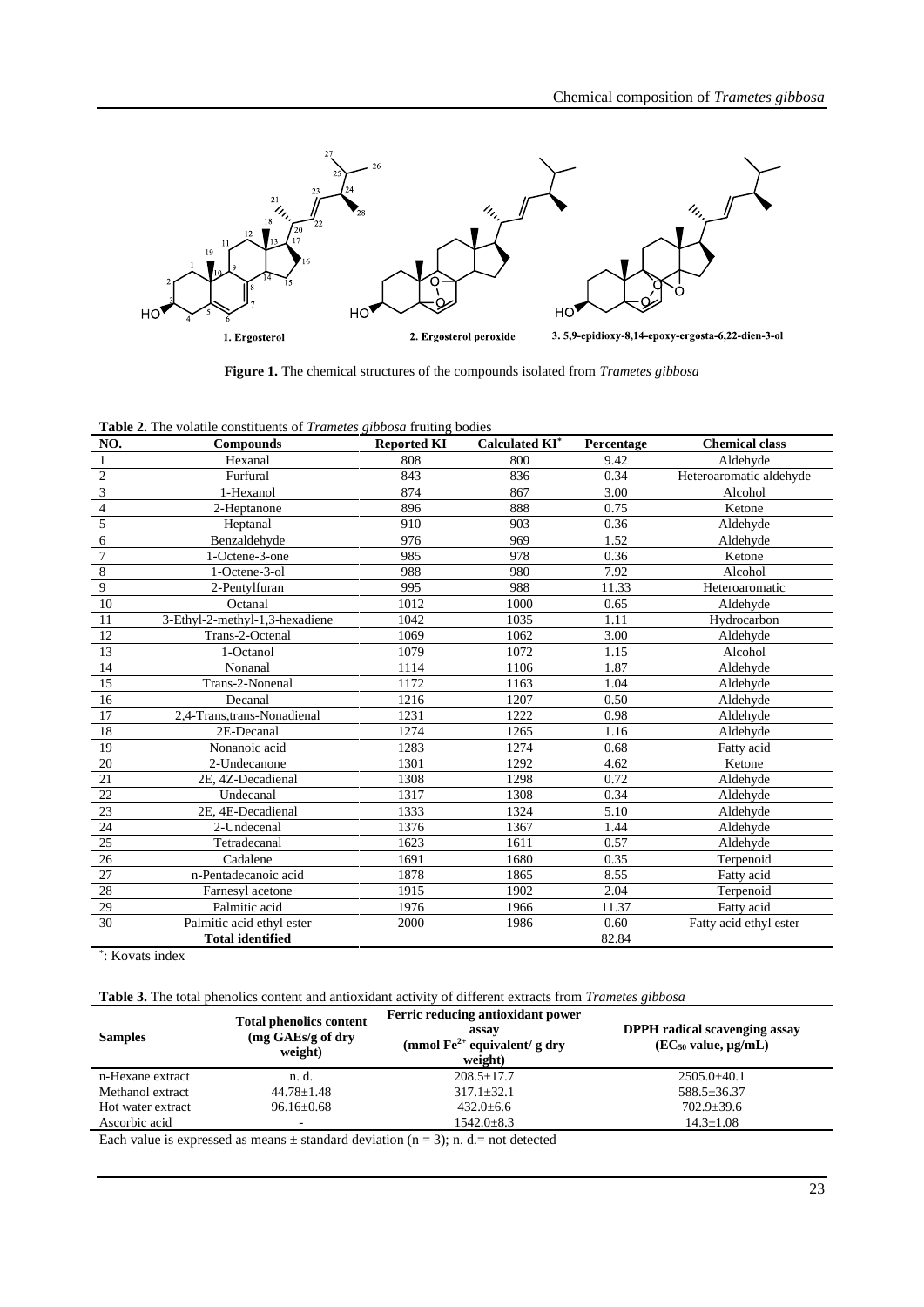Figure 1. The chemical structures of the compounds isolated from *Trametes gibbosa*

**Table 2.** The volatile constituents of *Trametes gibbosa* fruiting bodies

| NO. | Compounds | Reported KI | Calculated KI* | Percentage | Chemical class |
|---|---|---|---|---|---|
| 1 | Hexanal | 808 | 800 | 9.42 | Aldehyde |
| 2 | Furfural | 843 | 836 | 0.34 | Heteroaromatic aldehyde |
| 3 | 1-Hexanol | 874 | 867 | 3.00 | Alcohol |
| 4 | 2-Heptanone | 896 | 888 | 0.75 | Ketone |
| 5 | Heptanal | 910 | 903 | 0.36 | Aldehyde |
| 6 | Benzaldehyde | 976 | 969 | 1.52 | Aldehyde |
| 7 | 1-Octene-3-one | 985 | 978 | 0.36 | Ketone |
| 8 | 1-Octene-3-ol | 988 | 980 | 7.92 | Alcohol |
| 9 | 2-Pentylfuran | 995 | 988 | 11.33 | Heteroaromatic |
| 10 | Octanal | 1012 | 1000 | 0.65 | Aldehyde |
| 11 | 3-Ethyl-2-methyl-1,3-hexadiene | 1042 | 1035 | 1.11 | Hydrocarbon |
| 12 | Trans-2-Octenal | 1069 | 1062 | 3.00 | Aldehyde |
| 13 | 1-Octanol | 1079 | 1072 | 1.15 | Alcohol |
| 14 | Nonanal | 1114 | 1106 | 1.87 | Aldehyde |
| 15 | Trans-2-Nonenal | 1172 | 1163 | 1.04 | Aldehyde |
| 16 | Decanal | 1216 | 1207 | 0.50 | Aldehyde |
| 17 | 2,4-Trans,trans-Nonadienal | 1231 | 1222 | 0.98 | Aldehyde |
| 18 | 2E-Decanal | 1274 | 1265 | 1.16 | Aldehyde |
| 19 | Nonanoic acid | 1283 | 1274 | 0.68 | Fatty acid |
| 20 | 2-Undecanone | 1301 | 1292 | 4.62 | Ketone |
| 21 | 2E, 4Z-Decadienal | 1308 | 1298 | 0.72 | Aldehyde |
| 22 | Undecanal | 1317 | 1308 | 0.34 | Aldehyde |
| 23 | 2E, 4E-Decadienal | 1333 | 1324 | 5.10 | Aldehyde |
| 24 | 2-Undecenal | 1376 | 1367 | 1.44 | Aldehyde |
| 25 | Tetradecanal | 1623 | 1611 | 0.57 | Aldehyde |
| 26 | Cadalene | 1691 | 1680 | 0.35 | Terpenoid |
| 27 | n-Pentadecanoic acid | 1878 | 1865 | 8.55 | Fatty acid |
| 28 | Farnesyl acetone | 1915 | 1902 | 2.04 | Terpenoid |
| 29 | Palmitic acid | 1976 | 1966 | 11.37 | Fatty acid |
| 30 | Palmitic acid ethyl ester | 2000 | 1986 | 0.60 | Fatty acid ethyl ester |
| | **Total identified** | | | 82.84 | |

*: Kovats index

**Table 3.** The total phenolics content and antioxidant activity of different extracts from *Trametes gibbosa*

| Samples | Total phenolics content (mg GAEs/g of dry weight) | Ferric reducing antioxidant power assay (mmol $Fe^{2+}$ equivalent/ g dry weight) | DPPH radical scavenging assay ($EC_{50}$ value, μg/mL) |
|---|---|---|---|
| n-Hexane extract | n. d. | 208.5±17.7 | 2505.0±40.1 |
| Methanol extract | 44.78±1.48 | 317.1±32.1 | 588.5±36.37 |
| Hot water extract | 96.16±0.68 | 432.0±6.6 | 702.9±39.6 |
| Ascorbic acid | - | 1542.0±8.3 | 14.3±1.08 |

Each value is expressed as means ± standard deviation (n = 3); n. d.= not detected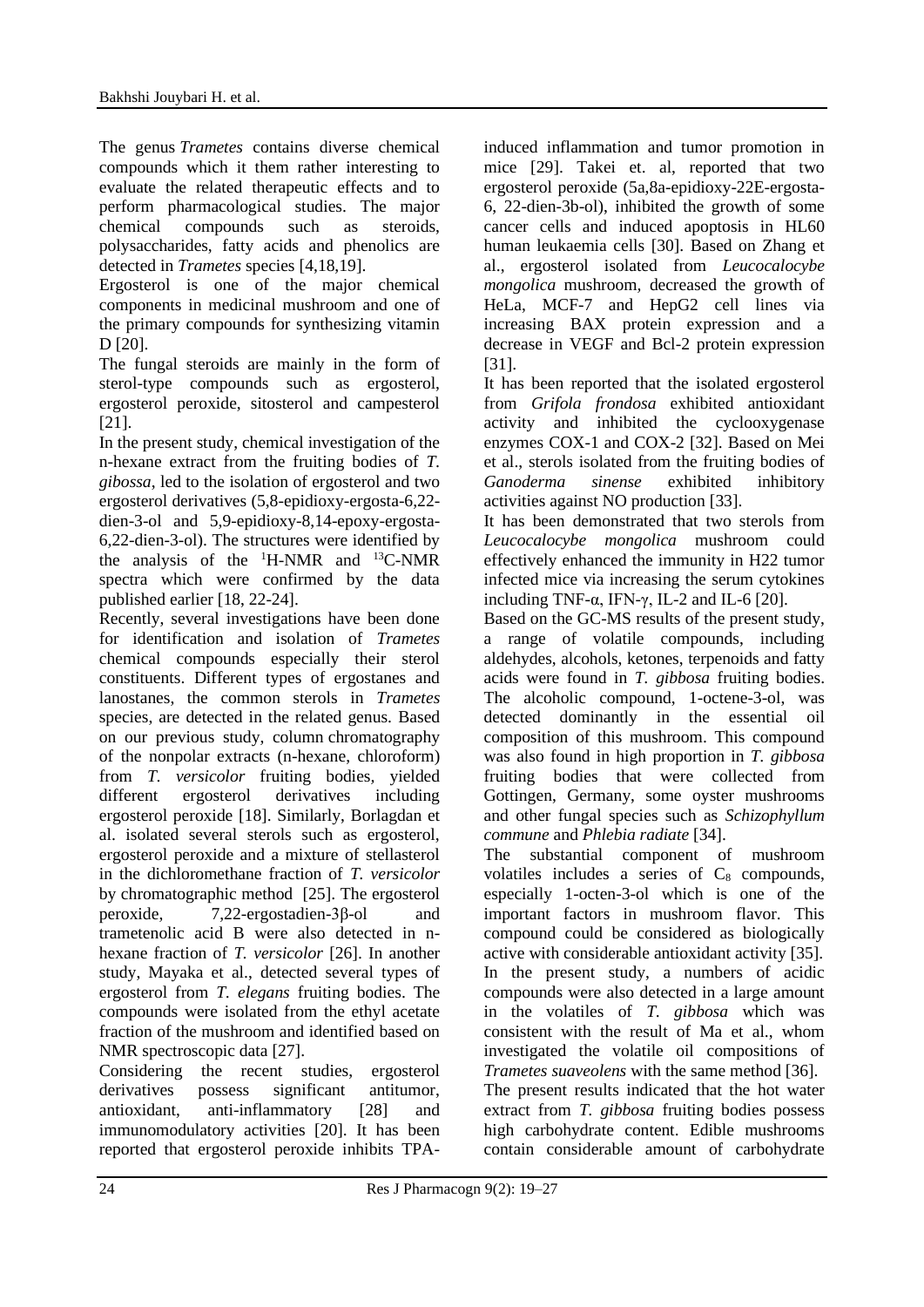The genus *Trametes* contains diverse chemical compounds which it them rather interesting to evaluate the related therapeutic effects and to perform pharmacological studies. The major chemical compounds such as steroids, polysaccharides, fatty acids and phenolics are detected in *Trametes* species [4,18,19].

Ergosterol is one of the major chemical components in medicinal mushroom and one of the primary compounds for synthesizing vitamin D [20].

The fungal steroids are mainly in the form of sterol-type compounds such as ergosterol, ergosterol peroxide, sitosterol and campesterol [21].

In the present study, chemical investigation of the n-hexane extract from the fruiting bodies of *T. gibossa*, led to the isolation of ergosterol and two ergosterol derivatives (5,8-epidioxy-ergosta-6,22-dien-3-ol and 5,9-epidioxy-8,14-epoxy-ergosta-6,22-dien-3-ol). The structures were identified by the analysis of the $^{1}$H-NMR and $^{13}$C-NMR spectra which were confirmed by the data published earlier [18, 22-24].

Recently, several investigations have been done for identification and isolation of *Trametes* chemical compounds especially their sterol constituents. Different types of ergostanes and lanostanes, the common sterols in *Trametes* species, are detected in the related genus. Based on our previous study, column chromatography of the nonpolar extracts (n-hexane, chloroform) from *T. versicolor* fruiting bodies, yielded different ergosterol derivatives including ergosterol peroxide [18]. Similarly, Borlagdan et al. isolated several sterols such as ergosterol, ergosterol peroxide and a mixture of stellasterol in the dichloromethane fraction of *T. versicolor* by chromatographic method [25]. The ergosterol peroxide, 7,22-ergostadien-3β-ol and trametenolic acid B were also detected in n-hexane fraction of *T. versicolor* [26]. In another study, Mayaka et al., detected several types of ergosterol from *T. elegans* fruiting bodies. The compounds were isolated from the ethyl acetate fraction of the mushroom and identified based on NMR spectroscopic data [27].

Considering the recent studies, ergosterol derivatives possess significant antitumor, antioxidant, anti-inflammatory [28] and immunomodulatory activities [20]. It has been reported that ergosterol peroxide inhibits TPA-induced inflammation and tumor promotion in mice [29]. Takei et. al, reported that two ergosterol peroxide (5a,8a-epidioxy-22E-ergosta-6, 22-dien-3b-ol), inhibited the growth of some cancer cells and induced apoptosis in HL60 human leukaemia cells [30]. Based on Zhang et al., ergosterol isolated from *Leucocalocybe mongolica* mushroom, decreased the growth of HeLa, MCF-7 and HepG2 cell lines via increasing BAX protein expression and a decrease in VEGF and Bcl-2 protein expression [31].

It has been reported that the isolated ergosterol from *Grifola frondosa* exhibited antioxidant activity and inhibited the cyclooxygenase enzymes COX-1 and COX-2 [32]. Based on Mei et al., sterols isolated from the fruiting bodies of *Ganoderma sinense* exhibited inhibitory activities against NO production [33].

It has been demonstrated that two sterols from *Leucocalocybe mongolica* mushroom could effectively enhanced the immunity in H22 tumor infected mice via increasing the serum cytokines including TNF-α, IFN-γ, IL-2 and IL-6 [20].

Based on the GC-MS results of the present study, a range of volatile compounds, including aldehydes, alcohols, ketones, terpenoids and fatty acids were found in *T. gibbosa* fruiting bodies. The alcoholic compound, 1-octene-3-ol, was detected dominantly in the essential oil composition of this mushroom. This compound was also found in high proportion in *T. gibbosa* fruiting bodies that were collected from Gottingen, Germany, some oyster mushrooms and other fungal species such as *Schizophyllum commune* and *Phlebia radiate* [34].

The substantial component of mushroom volatiles includes a series of $C_8$ compounds, especially 1-octen-3-ol which is one of the important factors in mushroom flavor. This compound could be considered as biologically active with considerable antioxidant activity [35]. In the present study, a numbers of acidic compounds were also detected in a large amount in the volatiles of *T. gibbosa* which was consistent with the result of Ma et al., whom investigated the volatile oil compositions of *Trametes suaveolens* with the same method [36].

The present results indicated that the hot water extract from *T. gibbosa* fruiting bodies possess high carbohydrate content. Edible mushrooms contain considerable amount of carbohydrate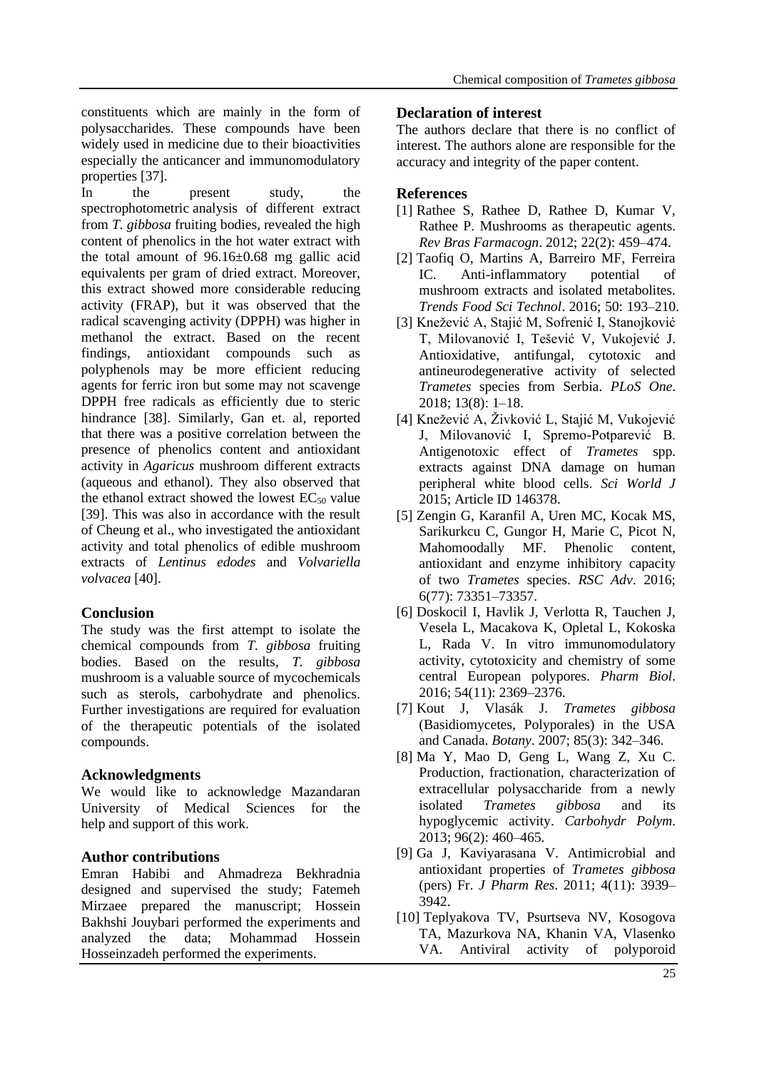constituents which are mainly in the form of polysaccharides. These compounds have been widely used in medicine due to their bioactivities especially the anticancer and immunomodulatory properties [37].

In the present study, the spectrophotometric analysis of different extract from *T. gibbosa* fruiting bodies, revealed the high content of phenolics in the hot water extract with the total amount of 96.16±0.68 mg gallic acid equivalents per gram of dried extract. Moreover, this extract showed more considerable reducing activity (FRAP), but it was observed that the radical scavenging activity (DPPH) was higher in methanol the extract. Based on the recent findings, antioxidant compounds such as polyphenols may be more efficient reducing agents for ferric iron but some may not scavenge DPPH free radicals as efficiently due to steric hindrance [38]. Similarly, Gan et. al, reported that there was a positive correlation between the presence of phenolics content and antioxidant activity in *Agaricus* mushroom different extracts (aqueous and ethanol). They also observed that the ethanol extract showed the lowest $EC_{50}$ value [39]. This was also in accordance with the result of Cheung et al., who investigated the antioxidant activity and total phenolics of edible mushroom extracts of *Lentinus edodes* and *Volvariella volvacea* [40].

## Conclusion

The study was the first attempt to isolate the chemical compounds from *T. gibbosa* fruiting bodies. Based on the results, *T. gibbosa* mushroom is a valuable source of mycochemicals such as sterols, carbohydrate and phenolics. Further investigations are required for evaluation of the therapeutic potentials of the isolated compounds.

## Acknowledgments

We would like to acknowledge Mazandaran University of Medical Sciences for the help and support of this work.

## Author contributions

Emran Habibi and Ahmadreza Bekhradnia designed and supervised the study; Fatemeh Mirzaee prepared the manuscript; Hossein Bakhshi Jouybari performed the experiments and analyzed the data; Mohammad Hossein Hosseinzadeh performed the experiments.

## Declaration of interest

The authors declare that there is no conflict of interest. The authors alone are responsible for the accuracy and integrity of the paper content.

## References

[1] Rathee S, Rathee D, Rathee D, Kumar V, Rathee P. Mushrooms as therapeutic agents. *Rev Bras Farmacogn*. 2012; 22(2): 459–474.

[2] Taofiq O, Martins A, Barreiro MF, Ferreira IC. Anti-inflammatory potential of mushroom extracts and isolated metabolites. *Trends Food Sci Technol*. 2016; 50: 193–210.

[3] Knežević A, Stajić M, Sofrenić I, Stanojković T, Milovanović I, Tešević V, Vukojević J. Antioxidative, antifungal, cytotoxic and antineurodegenerative activity of selected *Trametes* species from Serbia. *PLoS One*. 2018; 13(8): 1–18.

[4] Knežević A, Živković L, Stajić M, Vukojević J, Milovanović I, Spremo-Potparević B. Antigenotoxic effect of *Trametes* spp. extracts against DNA damage on human peripheral white blood cells. *Sci World J* 2015; Article ID 146378.

[5] Zengin G, Karanfil A, Uren MC, Kocak MS, Sarikurkcu C, Gungor H, Marie C, Picot N, Mahomoodally MF. Phenolic content, antioxidant and enzyme inhibitory capacity of two *Trametes* species. *RSC Adv*. 2016; 6(77): 73351–73357.

[6] Doskocil I, Havlik J, Verlotta R, Tauchen J, Vesela L, Macakova K, Opletal L, Kokoska L, Rada V. In vitro immunomodulatory activity, cytotoxicity and chemistry of some central European polypores. *Pharm Biol*. 2016; 54(11): 2369–2376.

[7] Kout J, Vlasák J. *Trametes gibbosa* (Basidiomycetes, Polyporales) in the USA and Canada. *Botany*. 2007; 85(3): 342–346.

[8] Ma Y, Mao D, Geng L, Wang Z, Xu C. Production, fractionation, characterization of extracellular polysaccharide from a newly isolated *Trametes gibbosa* and its hypoglycemic activity. *Carbohydr Polym*. 2013; 96(2): 460–465.

[9] Ga J, Kaviyarasana V. Antimicrobial and antioxidant properties of *Trametes gibbosa* (pers) Fr. *J Pharm Res*. 2011; 4(11): 3939–3942.

[10] Teplyakova TV, Psurtseva NV, Kosogova TA, Mazurkova NA, Khanin VA, Vlasenko VA. Antiviral activity of polyporoid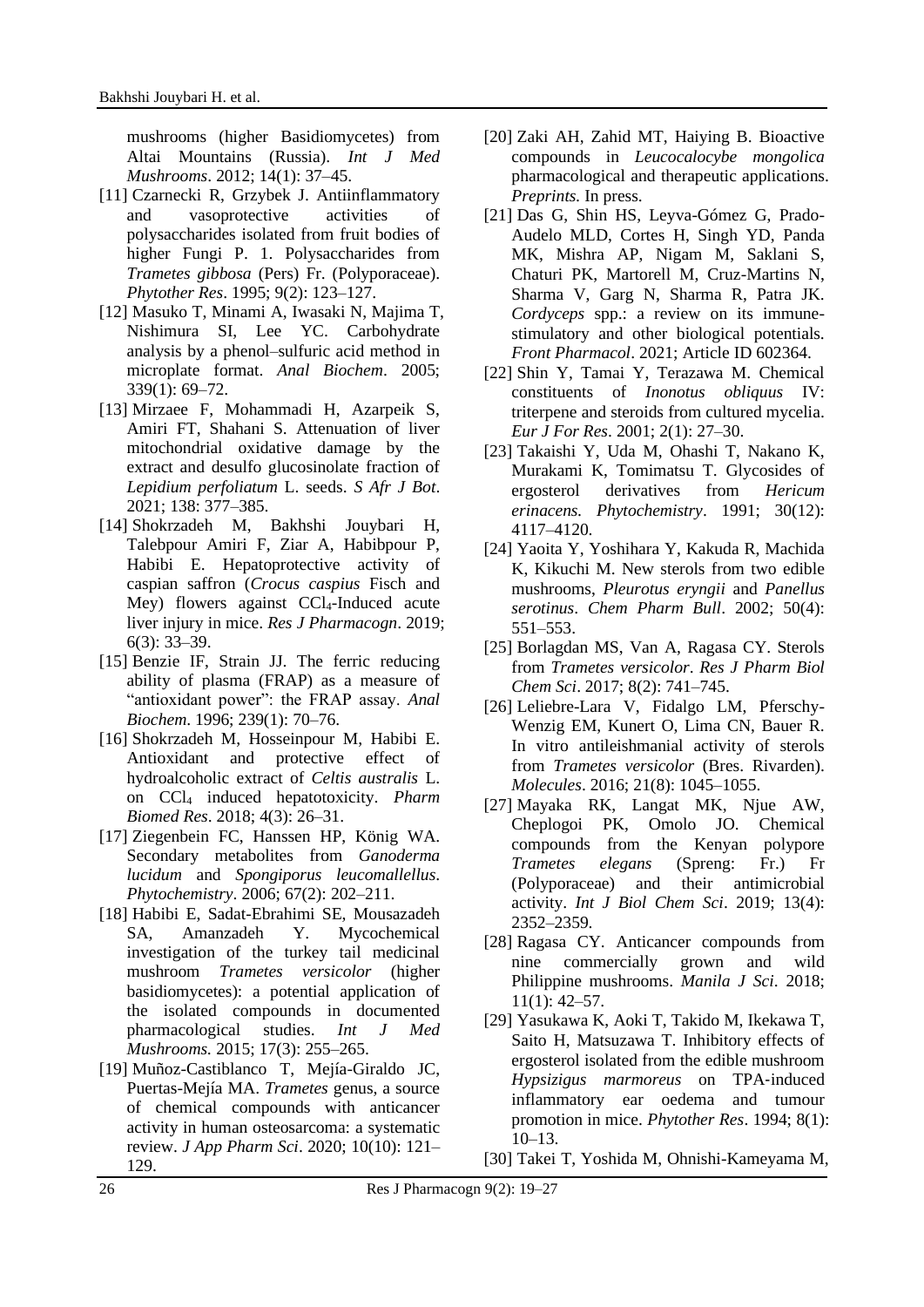mushrooms (higher Basidiomycetes) from Altai Mountains (Russia). *Int J Med Mushrooms*. 2012; 14(1): 37–45.

[11] Czarnecki R, Grzybek J. Antiinflammatory and vasoprotective activities of polysaccharides isolated from fruit bodies of higher Fungi P. 1. Polysaccharides from *Trametes gibbosa* (Pers) Fr. (Polyporaceae). *Phytother Res*. 1995; 9(2): 123–127.

[12] Masuko T, Minami A, Iwasaki N, Majima T, Nishimura SI, Lee YC. Carbohydrate analysis by a phenol–sulfuric acid method in microplate format. *Anal Biochem*. 2005; 339(1): 69–72.

[13] Mirzaee F, Mohammadi H, Azarpeik S, Amiri FT, Shahani S. Attenuation of liver mitochondrial oxidative damage by the extract and desulfo glucosinolate fraction of *Lepidium perfoliatum* L. seeds. *S Afr J Bot*. 2021; 138: 377–385.

[14] Shokrzadeh M, Bakhshi Jouybari H, Talebpour Amiri F, Ziar A, Habibpour P, Habibi E. Hepatoprotective activity of caspian saffron (*Crocus caspius* Fisch and Mey) flowers against $CCl_4$-Induced acute liver injury in mice. *Res J Pharmacogn*. 2019; 6(3): 33–39.

[15] Benzie IF, Strain JJ. The ferric reducing ability of plasma (FRAP) as a measure of "antioxidant power": the FRAP assay. *Anal Biochem*. 1996; 239(1): 70–76.

[16] Shokrzadeh M, Hosseinpour M, Habibi E. Antioxidant and protective effect of hydroalcoholic extract of *Celtis australis* L. on $CCl_4$ induced hepatotoxicity. *Pharm Biomed Res*. 2018; 4(3): 26–31.

[17] Ziegenbein FC, Hanssen HP, König WA. Secondary metabolites from *Ganoderma lucidum* and *Spongiporus leucomallellus*. *Phytochemistry*. 2006; 67(2): 202–211.

[18] Habibi E, Sadat-Ebrahimi SE, Mousazadeh SA, Amanzadeh Y. Mycochemical investigation of the turkey tail medicinal mushroom *Trametes versicolor* (higher basidiomycetes): a potential application of the isolated compounds in documented pharmacological studies. *Int J Med Mushrooms.* 2015; 17(3): 255–265.

[19] Muñoz-Castiblanco T, Mejía-Giraldo JC, Puertas-Mejía MA. *Trametes* genus, a source of chemical compounds with anticancer activity in human osteosarcoma: a systematic review. *J App Pharm Sci*. 2020; 10(10): 121–129.

[20] Zaki AH, Zahid MT, Haiying B. Bioactive compounds in *Leucocalocybe mongolica* pharmacological and therapeutic applications. *Preprints.* In press.

[21] Das G, Shin HS, Leyva-Gómez G, Prado-Audelo MLD, Cortes H, Singh YD, Panda MK, Mishra AP, Nigam M, Saklani S, Chaturi PK, Martorell M, Cruz-Martins N, Sharma V, Garg N, Sharma R, Patra JK. *Cordyceps* spp.: a review on its immune-stimulatory and other biological potentials. *Front Pharmacol*. 2021; Article ID 602364.

[22] Shin Y, Tamai Y, Terazawa M. Chemical constituents of *Inonotus obliquus* IV: triterpene and steroids from cultured mycelia. *Eur J For Res*. 2001; 2(1): 27–30.

[23] Takaishi Y, Uda M, Ohashi T, Nakano K, Murakami K, Tomimatsu T. Glycosides of ergosterol derivatives from *Hericum erinacens. Phytochemistry*. 1991; 30(12): 4117–4120.

[24] Yaoita Y, Yoshihara Y, Kakuda R, Machida K, Kikuchi M. New sterols from two edible mushrooms, *Pleurotus eryngii* and *Panellus serotinus*. *Chem Pharm Bull*. 2002; 50(4): 551–553.

[25] Borlagdan MS, Van A, Ragasa CY. Sterols from *Trametes versicolor*. *Res J Pharm Biol Chem Sci*. 2017; 8(2): 741–745.

[26] Leliebre-Lara V, Fidalgo LM, Pferschy-Wenzig EM, Kunert O, Lima CN, Bauer R. In vitro antileishmanial activity of sterols from *Trametes versicolor* (Bres. Rivarden). *Molecules*. 2016; 21(8): 1045–1055.

[27] Mayaka RK, Langat MK, Njue AW, Cheplogoi PK, Omolo JO. Chemical compounds from the Kenyan polypore *Trametes elegans* (Spreng: Fr.) Fr (Polyporaceae) and their antimicrobial activity. *Int J Biol Chem Sci*. 2019; 13(4): 2352–2359.

[28] Ragasa CY. Anticancer compounds from nine commercially grown and wild Philippine mushrooms. *Manila J Sci*. 2018; 11(1): 42–57.

[29] Yasukawa K, Aoki T, Takido M, Ikekawa T, Saito H, Matsuzawa T. Inhibitory effects of ergosterol isolated from the edible mushroom *Hypsizigus marmoreus* on TPA-induced inflammatory ear oedema and tumour promotion in mice. *Phytother Res*. 1994; 8(1): 10–13.

[30] Takei T, Yoshida M, Ohnishi-Kameyama M,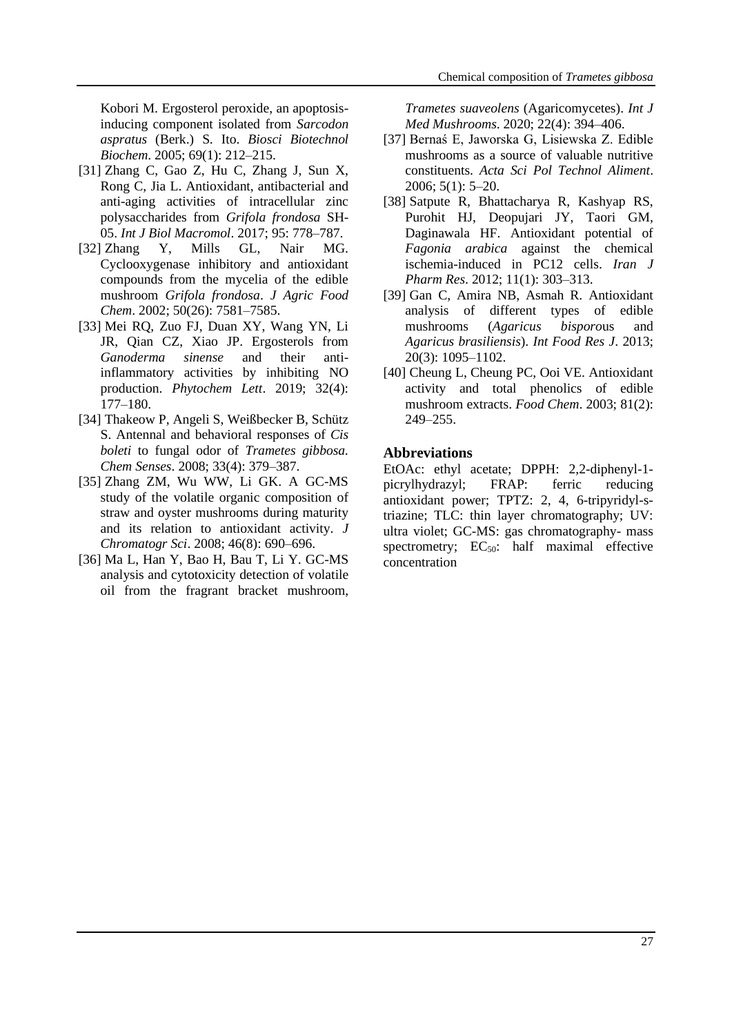Kobori M. Ergosterol peroxide, an apoptosis-inducing component isolated from *Sarcodon aspratus* (Berk.) S. Ito. *Biosci Biotechnol Biochem*. 2005; 69(1): 212–215.

[31] Zhang C, Gao Z, Hu C, Zhang J, Sun X, Rong C, Jia L. Antioxidant, antibacterial and anti-aging activities of intracellular zinc polysaccharides from *Grifola frondosa* SH-05. *Int J Biol Macromol*. 2017; 95: 778–787.

[32] Zhang Y, Mills GL, Nair MG. Cyclooxygenase inhibitory and antioxidant compounds from the mycelia of the edible mushroom *Grifola frondosa*. *J Agric Food Chem*. 2002; 50(26): 7581–7585.

[33] Mei RQ, Zuo FJ, Duan XY, Wang YN, Li JR, Qian CZ, Xiao JP. Ergosterols from *Ganoderma sinense* and their anti-inflammatory activities by inhibiting NO production. *Phytochem Lett*. 2019; 32(4): 177–180.

[34] Thakeow P, Angeli S, Weißbecker B, Schütz S. Antennal and behavioral responses of *Cis boleti* to fungal odor of *Trametes gibbosa*. *Chem Senses*. 2008; 33(4): 379–387.

[35] Zhang ZM, Wu WW, Li GK. A GC-MS study of the volatile organic composition of straw and oyster mushrooms during maturity and its relation to antioxidant activity. *J Chromatogr Sci*. 2008; 46(8): 690–696.

[36] Ma L, Han Y, Bao H, Bau T, Li Y. GC-MS analysis and cytotoxicity detection of volatile oil from the fragrant bracket mushroom, *Trametes suaveolens* (Agaricomycetes). *Int J Med Mushrooms*. 2020; 22(4): 394–406.

[37] Bernaś E, Jaworska G, Lisiewska Z. Edible mushrooms as a source of valuable nutritive constituents. *Acta Sci Pol Technol Aliment*. 2006; 5(1): 5–20.

[38] Satpute R, Bhattacharya R, Kashyap RS, Purohit HJ, Deopujari JY, Taori GM, Daginawala HF. Antioxidant potential of *Fagonia arabica* against the chemical ischemia-induced in PC12 cells. *Iran J Pharm Res*. 2012; 11(1): 303–313.

[39] Gan C, Amira NB, Asmah R. Antioxidant analysis of different types of edible mushrooms (*Agaricus bisporo*us and *Agaricus brasiliensis*). *Int Food Res J*. 2013; 20(3): 1095–1102.

[40] Cheung L, Cheung PC, Ooi VE. Antioxidant activity and total phenolics of edible mushroom extracts. *Food Chem*. 2003; 81(2): 249–255.

## Abbreviations

EtOAc: ethyl acetate; DPPH: 2,2-diphenyl-1-picrylhydrazyl; FRAP: ferric reducing antioxidant power; TPTZ: 2, 4, 6-tripyridyl-s-triazine; TLC: thin layer chromatography; UV: ultra violet; GC-MS: gas chromatography- mass spectrometry; $EC_{50}$: half maximal effective concentration